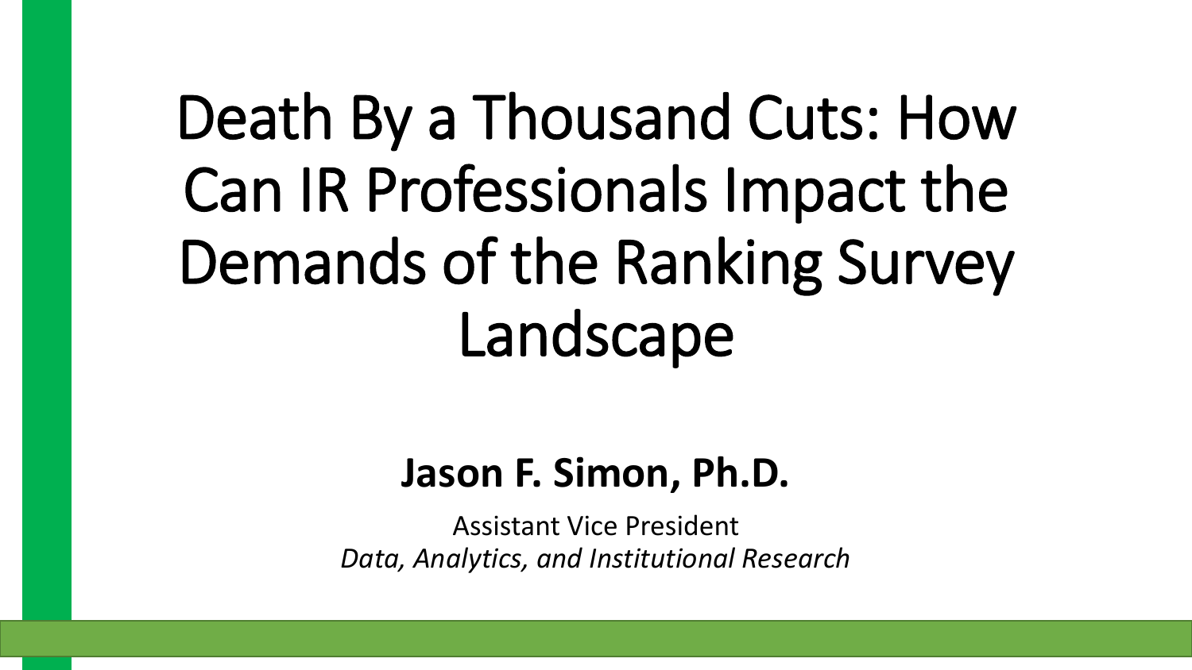# Death By a Thousand Cuts: How Can IR Professionals Impact the Demands of the Ranking Survey Landscape

**Jason F. Simon, Ph.D.**

Assistant Vice President

*Data, Analytics, and Institutional Research*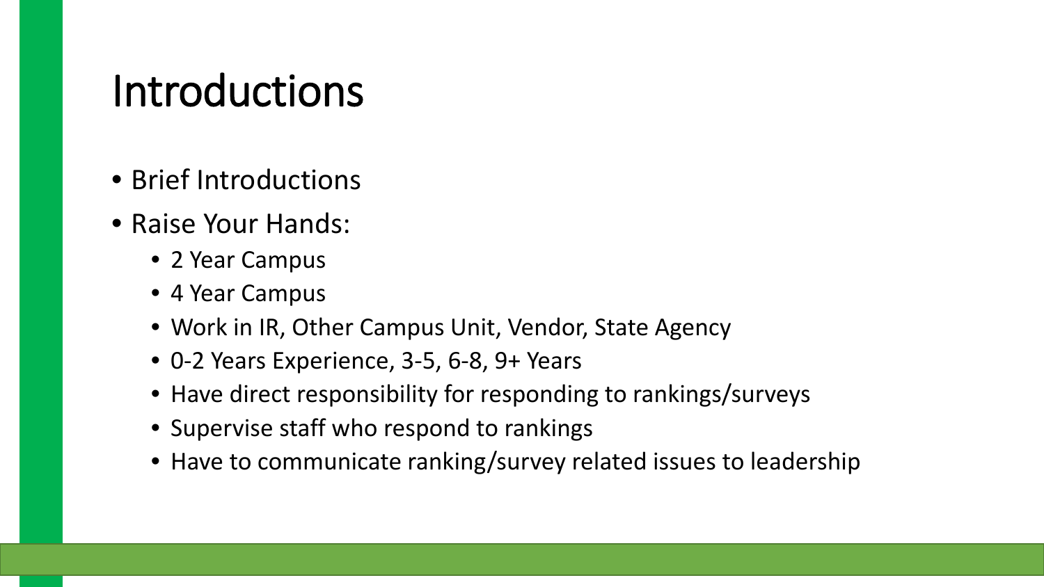# Introductions

- Brief Introductions
- Raise Your Hands:
  - 2 Year Campus
  - 4 Year Campus
  - Work in IR, Other Campus Unit, Vendor, State Agency
  - 0-2 Years Experience, 3-5, 6-8, 9+ Years
  - Have direct responsibility for responding to rankings/surveys
  - Supervise staff who respond to rankings
  - Have to communicate ranking/survey related issues to leadership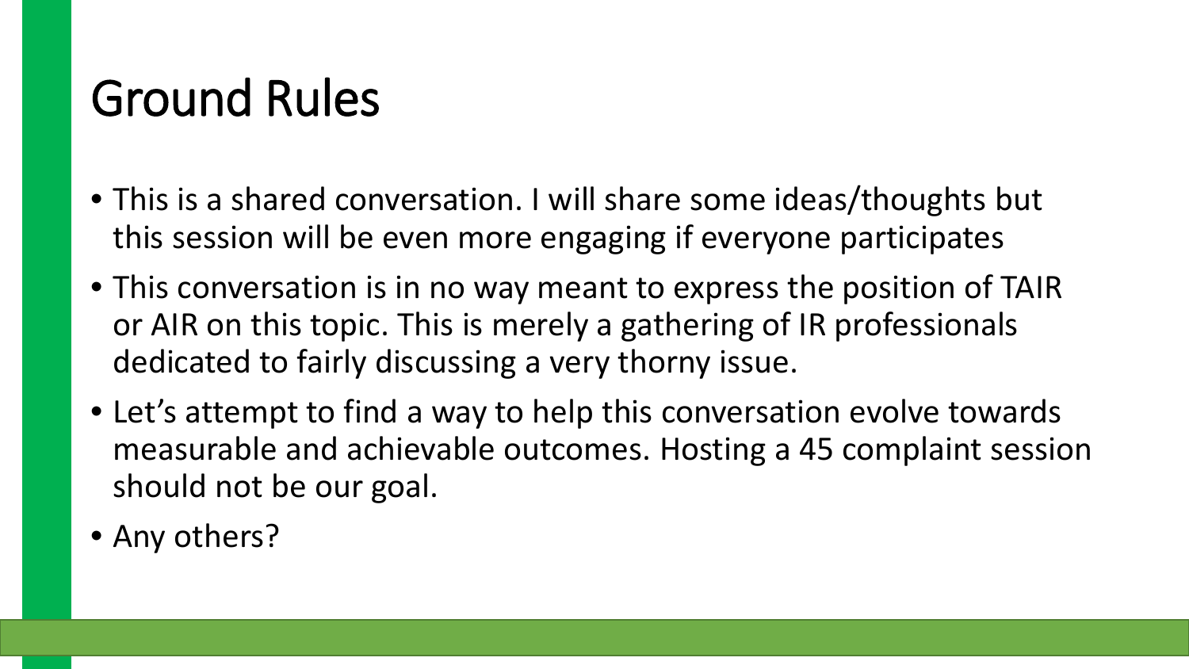# Ground Rules

- This is a shared conversation. I will share some ideas/thoughts but this session will be even more engaging if everyone participates
- This conversation is in no way meant to express the position of TAIR or AIR on this topic. This is merely a gathering of IR professionals dedicated to fairly discussing a very thorny issue.
- Let's attempt to find a way to help this conversation evolve towards measurable and achievable outcomes. Hosting a 45 complaint session should not be our goal.
- Any others?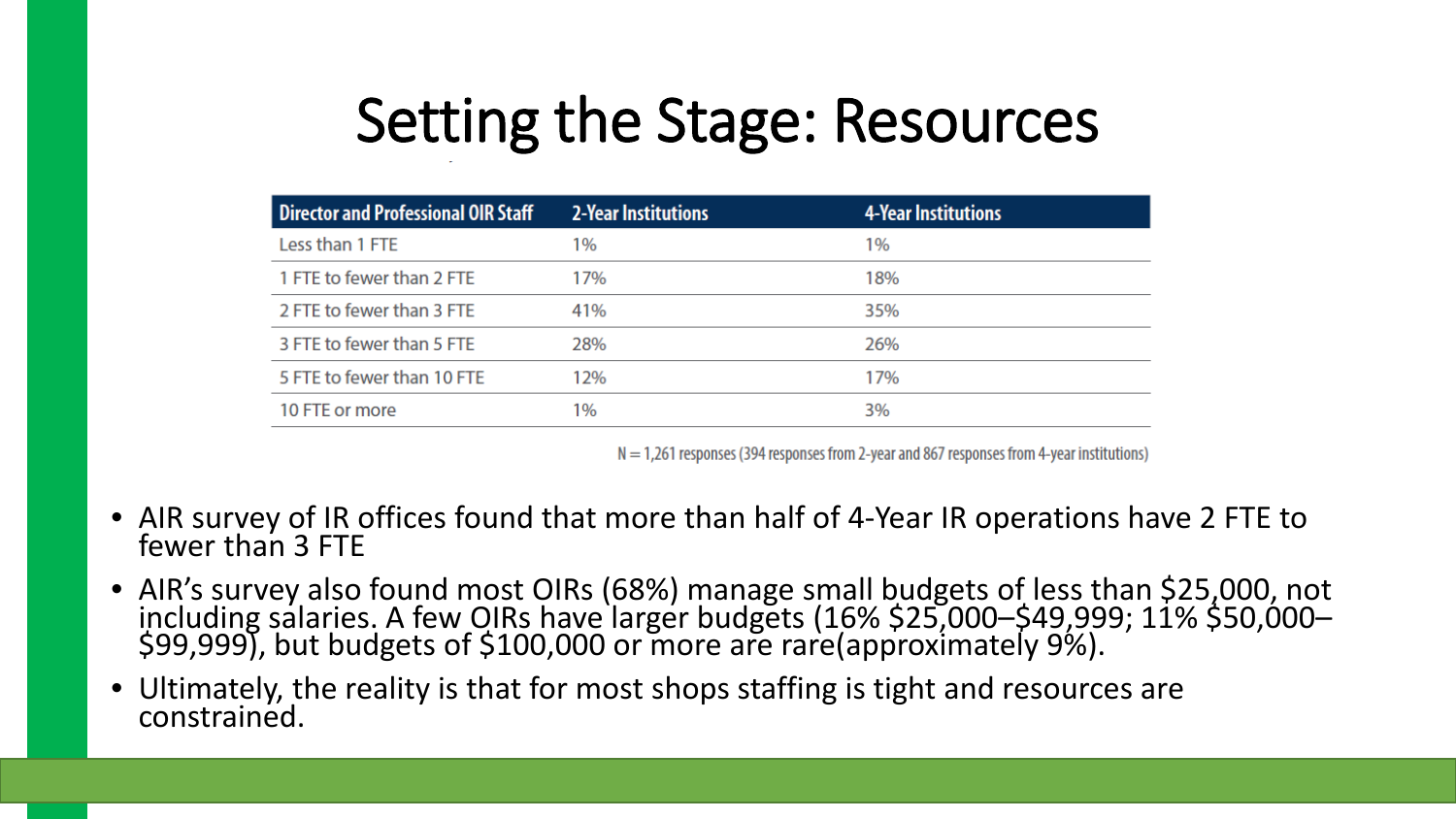# Setting the Stage: Resources

| Director and Professional OIR Staff | 2-Year Institutions | 4-Year Institutions |
| --- | --- | --- |
| Less than 1 FTE | 1% | 1% |
| 1 FTE to fewer than 2 FTE | 17% | 18% |
| 2 FTE to fewer than 3 FTE | 41% | 35% |
| 3 FTE to fewer than 5 FTE | 28% | 26% |
| 5 FTE to fewer than 10 FTE | 12% | 17% |
| 10 FTE or more | 1% | 3% |

N = 1,261 responses (394 responses from 2-year and 867 responses from 4-year institutions)

- AIR survey of IR offices found that more than half of 4-Year IR operations have 2 FTE to fewer than 3 FTE
- AIR's survey also found most OIRs (68%) manage small budgets of less than $25,000, not including salaries. A few OIRs have larger budgets (16% $25,000–$49,999; 11% $50,000–$99,999), but budgets of $100,000 or more are rare(approximately 9%).
- Ultimately, the reality is that for most shops staffing is tight and resources are constrained.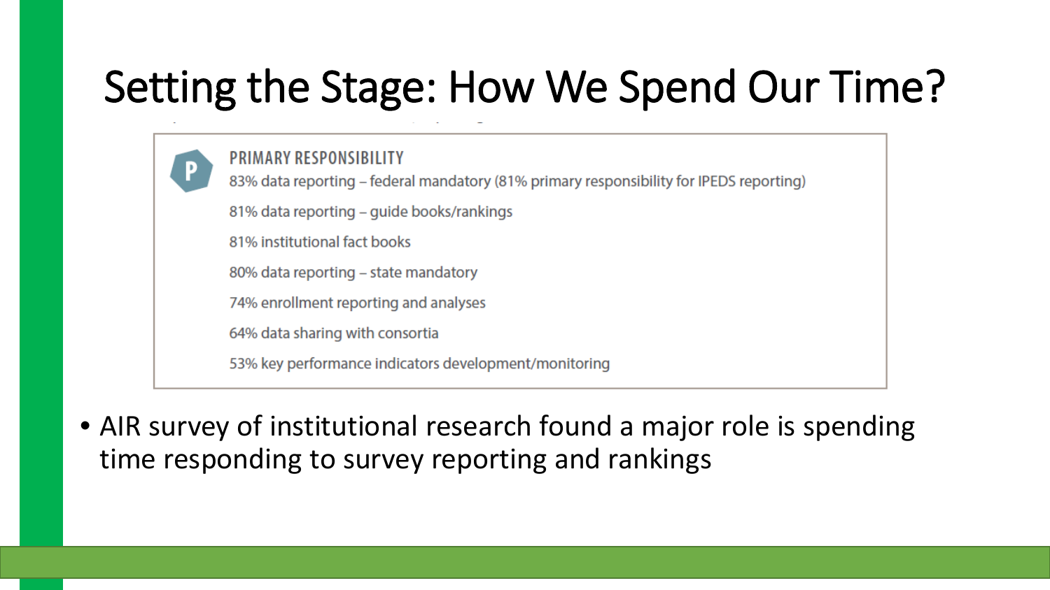# Setting the Stage: How We Spend Our Time?

**P** PRIMARY RESPONSIBILITY

- 83% data reporting – federal mandatory (81% primary responsibility for IPEDS reporting)
- 81% data reporting – guide books/rankings
- 81% institutional fact books
- 80% data reporting – state mandatory
- 74% enrollment reporting and analyses
- 64% data sharing with consortia
- 53% key performance indicators development/monitoring

- AIR survey of institutional research found a major role is spending time responding to survey reporting and rankings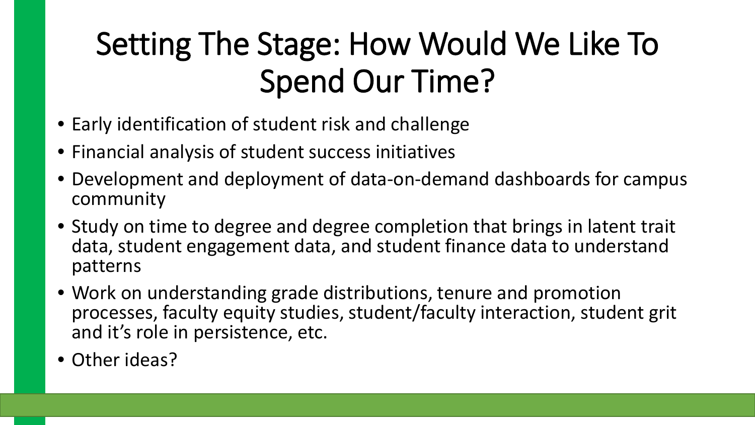# Setting The Stage: How Would We Like To Spend Our Time?

- Early identification of student risk and challenge
- Financial analysis of student success initiatives
- Development and deployment of data-on-demand dashboards for campus community
- Study on time to degree and degree completion that brings in latent trait data, student engagement data, and student finance data to understand patterns
- Work on understanding grade distributions, tenure and promotion processes, faculty equity studies, student/faculty interaction, student grit and it's role in persistence, etc.
- Other ideas?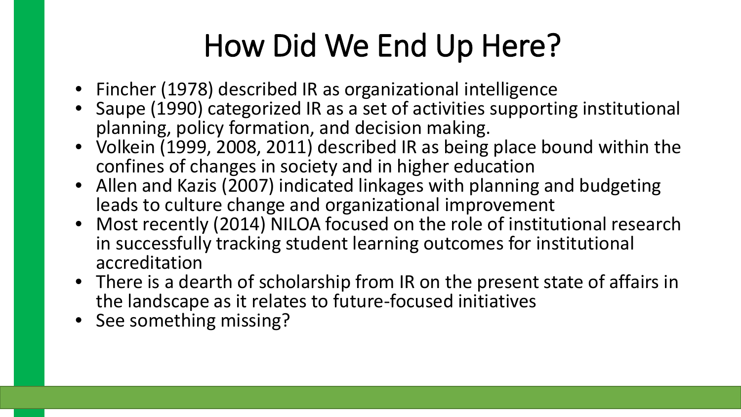# How Did We End Up Here?

- Fincher (1978) described IR as organizational intelligence
- Saupe (1990) categorized IR as a set of activities supporting institutional planning, policy formation, and decision making.
- Volkein (1999, 2008, 2011) described IR as being place bound within the confines of changes in society and in higher education
- Allen and Kazis (2007) indicated linkages with planning and budgeting leads to culture change and organizational improvement
- Most recently (2014) NILOA focused on the role of institutional research in successfully tracking student learning outcomes for institutional accreditation
- There is a dearth of scholarship from IR on the present state of affairs in the landscape as it relates to future-focused initiatives
- See something missing?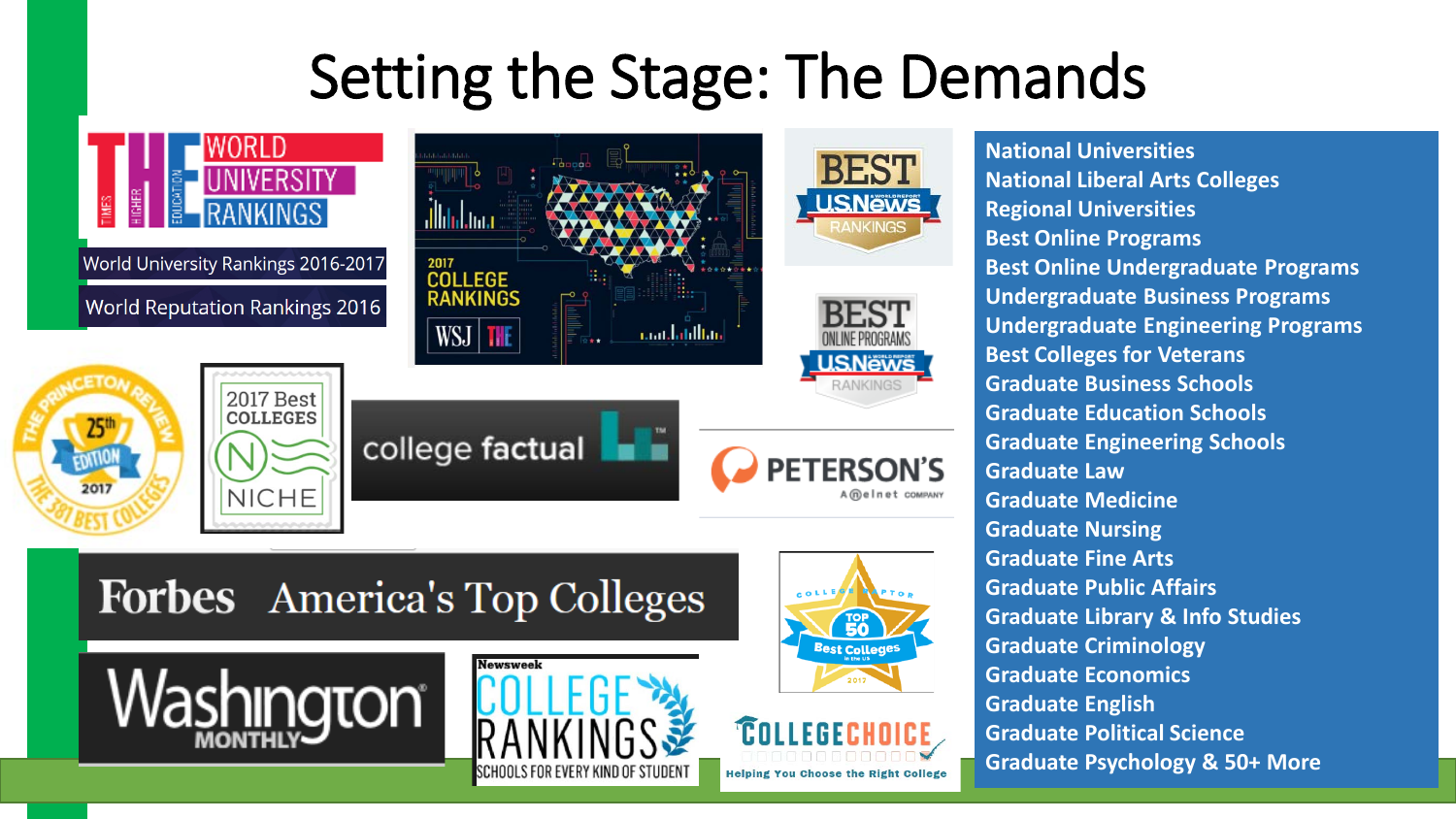# Setting the Stage: The Demands

World University Rankings 2016-2017

World Reputation Rankings 2016

- National Universities
- National Liberal Arts Colleges
- Regional Universities
- Best Online Programs
- Best Online Undergraduate Programs
- Undergraduate Business Programs
- Undergraduate Engineering Programs
- Best Colleges for Veterans
- Graduate Business Schools
- Graduate Education Schools
- Graduate Engineering Schools
- Graduate Law
- Graduate Medicine
- Graduate Nursing
- Graduate Fine Arts
- Graduate Public Affairs
- Graduate Library & Info Studies
- Graduate Criminology
- Graduate Economics
- Graduate English
- Graduate Political Science
- Graduate Psychology & 50+ More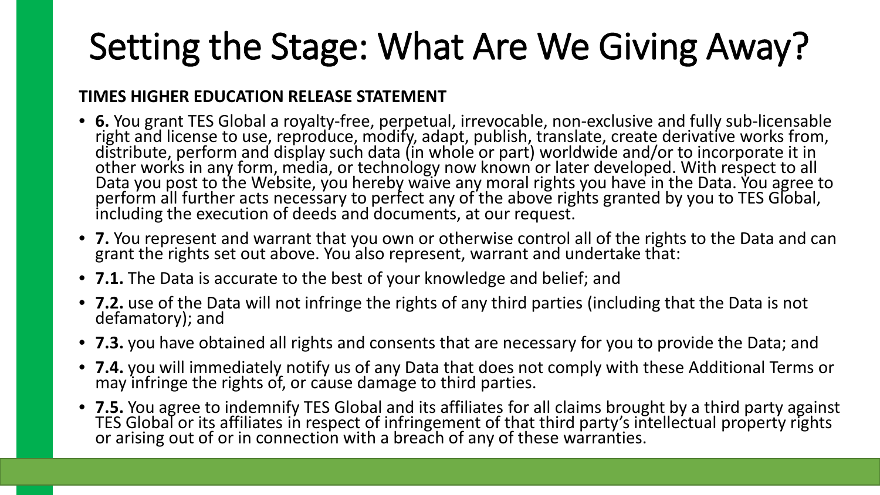# Setting the Stage: What Are We Giving Away?

**TIMES HIGHER EDUCATION RELEASE STATEMENT**

- **6.** You grant TES Global a royalty-free, perpetual, irrevocable, non-exclusive and fully sub-licensable right and license to use, reproduce, modify, adapt, publish, translate, create derivative works from, distribute, perform and display such data (in whole or part) worldwide and/or to incorporate it in other works in any form, media, or technology now known or later developed. With respect to all Data you post to the Website, you hereby waive any moral rights you have in the Data. You agree to perform all further acts necessary to perfect any of the above rights granted by you to TES Global, including the execution of deeds and documents, at our request.
- **7.** You represent and warrant that you own or otherwise control all of the rights to the Data and can grant the rights set out above. You also represent, warrant and undertake that:
- **7.1.** The Data is accurate to the best of your knowledge and belief; and
- **7.2.** use of the Data will not infringe the rights of any third parties (including that the Data is not defamatory); and
- **7.3.** you have obtained all rights and consents that are necessary for you to provide the Data; and
- **7.4.** you will immediately notify us of any Data that does not comply with these Additional Terms or may infringe the rights of, or cause damage to third parties.
- **7.5.** You agree to indemnify TES Global and its affiliates for all claims brought by a third party against TES Global or its affiliates in respect of infringement of that third party's intellectual property rights or arising out of or in connection with a breach of any of these warranties.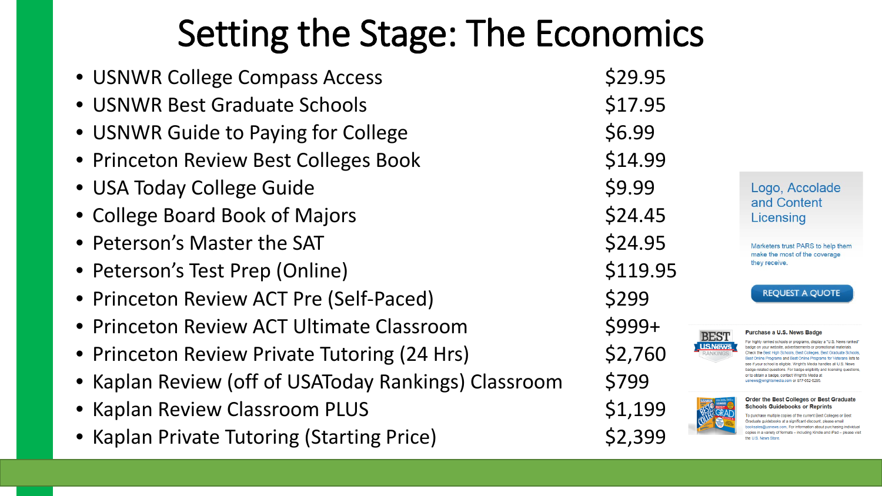# Setting the Stage: The Economics

| Item | Price |
|---|---|
| USNWR College Compass Access | $29.95 |
| USNWR Best Graduate Schools | $17.95 |
| USNWR Guide to Paying for College | $6.99 |
| Princeton Review Best Colleges Book | $14.99 |
| USA Today College Guide | $9.99 |
| College Board Book of Majors | $24.45 |
| Peterson's Master the SAT | $24.95 |
| Peterson's Test Prep (Online) | $119.95 |
| Princeton Review ACT Pre (Self-Paced) | $299 |
| Princeton Review ACT Ultimate Classroom | $999+ |
| Princeton Review Private Tutoring (24 Hrs) | $2,760 |
| Kaplan Review (off of USAToday Rankings) Classroom | $799 |
| Kaplan Review Classroom PLUS | $1,199 |
| Kaplan Private Tutoring (Starting Price) | $2,399 |

Logo, Accolade and Content Licensing

Marketers trust PARS to help them make the most of the coverage they receive.

REQUEST A QUOTE

**Purchase a U.S. News Badge**

For highly ranked schools or programs, display a "U.S. News ranked" badge on your website, advertisements or promotional materials. Check the Best High Schools, Best Colleges, Best Graduate Schools, Best Online Programs and Best Online Programs for Veterans lists to see if your school is eligible. Wright's Media handles all U.S. News badge-related questions. For badge eligibility and licensing questions, or to obtain a badge, contact Wright's Media at usnews@wrightsmedia.com or 877-652-5295.

**Order the Best Colleges or Best Graduate Schools Guidebooks or Reprints**

To purchase multiple copies of the current Best Colleges or Best Graduate guidebooks at a significant discount, please email booksales@usnews.com. For information about purchasing individual copies in a variety of formats – including Kindle and iPad – please visit the U.S. News Store.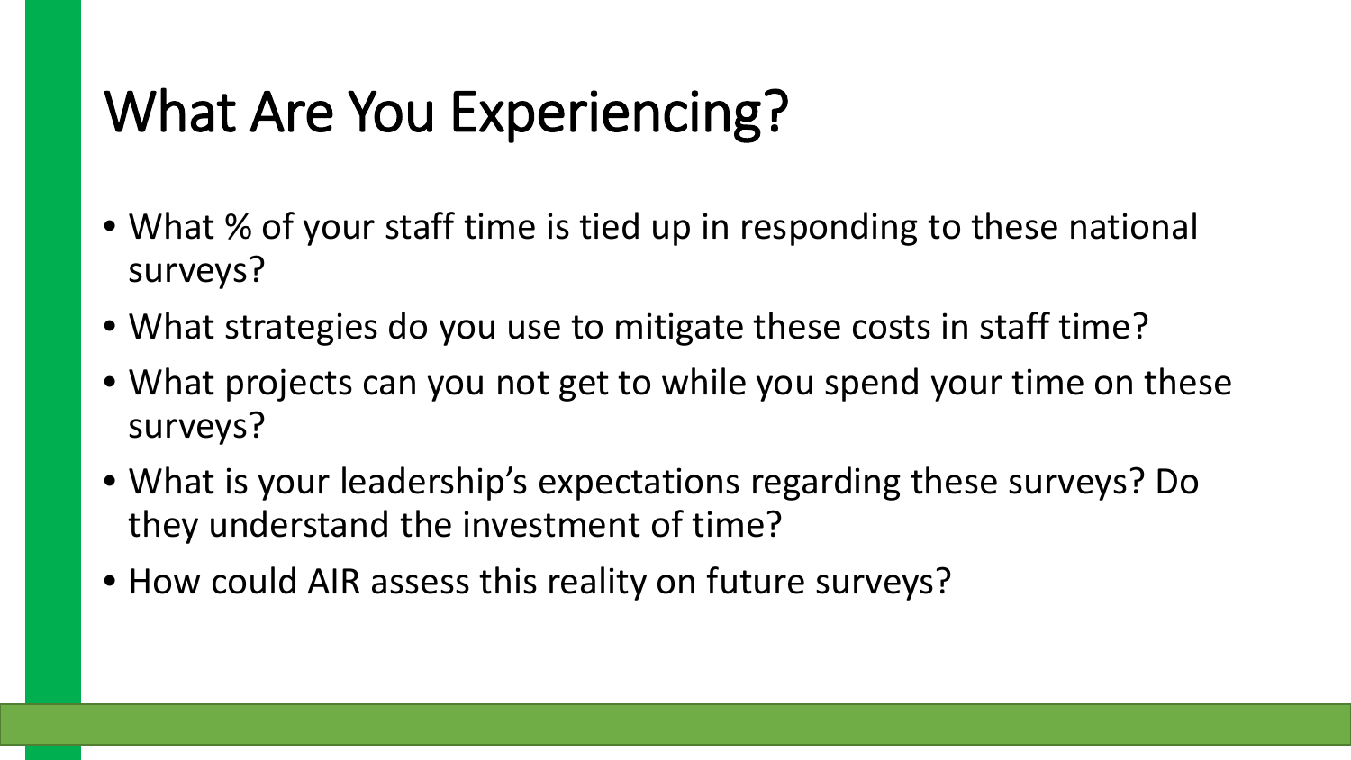# What Are You Experiencing?

- What % of your staff time is tied up in responding to these national surveys?
- What strategies do you use to mitigate these costs in staff time?
- What projects can you not get to while you spend your time on these surveys?
- What is your leadership's expectations regarding these surveys? Do they understand the investment of time?
- How could AIR assess this reality on future surveys?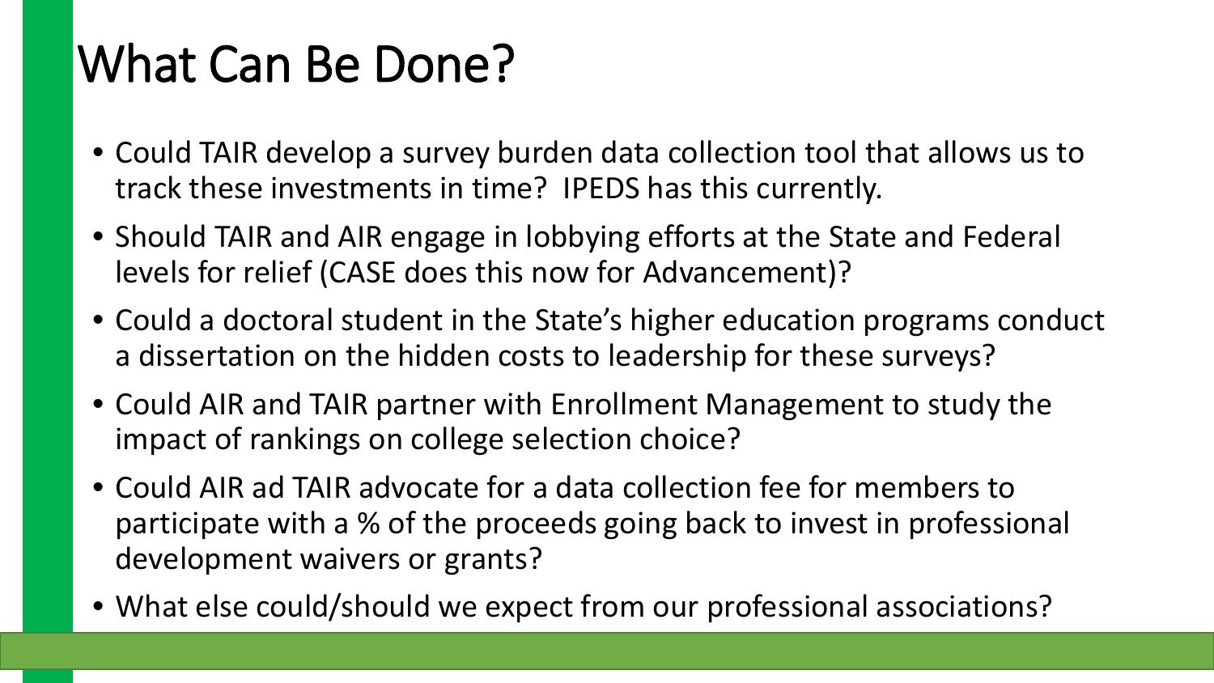# What Can Be Done?

- Could TAIR develop a survey burden data collection tool that allows us to track these investments in time? IPEDS has this currently.
- Should TAIR and AIR engage in lobbying efforts at the State and Federal levels for relief (CASE does this now for Advancement)?
- Could a doctoral student in the State's higher education programs conduct a dissertation on the hidden costs to leadership for these surveys?
- Could AIR and TAIR partner with Enrollment Management to study the impact of rankings on college selection choice?
- Could AIR ad TAIR advocate for a data collection fee for members to participate with a % of the proceeds going back to invest in professional development waivers or grants?
- What else could/should we expect from our professional associations?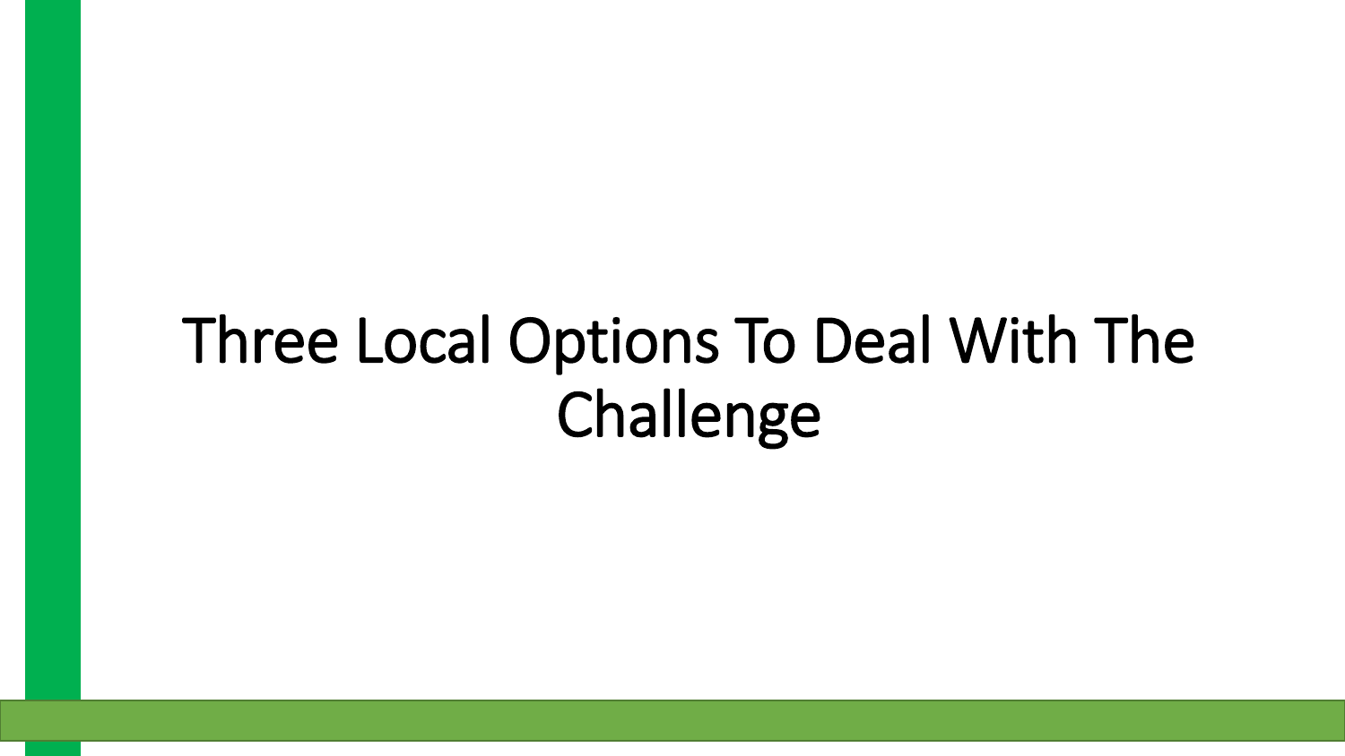# Three Local Options To Deal With The Challenge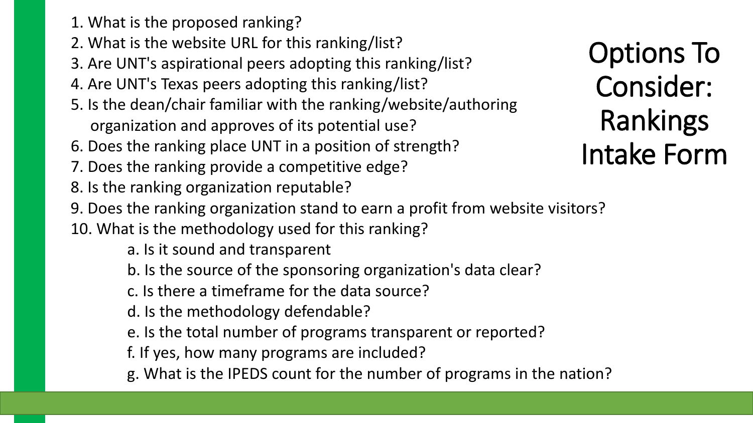# Options To Consider: Rankings Intake Form

1. What is the proposed ranking?
2. What is the website URL for this ranking/list?
3. Are UNT's aspirational peers adopting this ranking/list?
4. Are UNT's Texas peers adopting this ranking/list?
5. Is the dean/chair familiar with the ranking/website/authoring organization and approves of its potential use?
6. Does the ranking place UNT in a position of strength?
7. Does the ranking provide a competitive edge?
8. Is the ranking organization reputable?
9. Does the ranking organization stand to earn a profit from website visitors?
10. What is the methodology used for this ranking?
    a. Is it sound and transparent
    b. Is the source of the sponsoring organization's data clear?
    c. Is there a timeframe for the data source?
    d. Is the methodology defendable?
    e. Is the total number of programs transparent or reported?
    f. If yes, how many programs are included?
    g. What is the IPEDS count for the number of programs in the nation?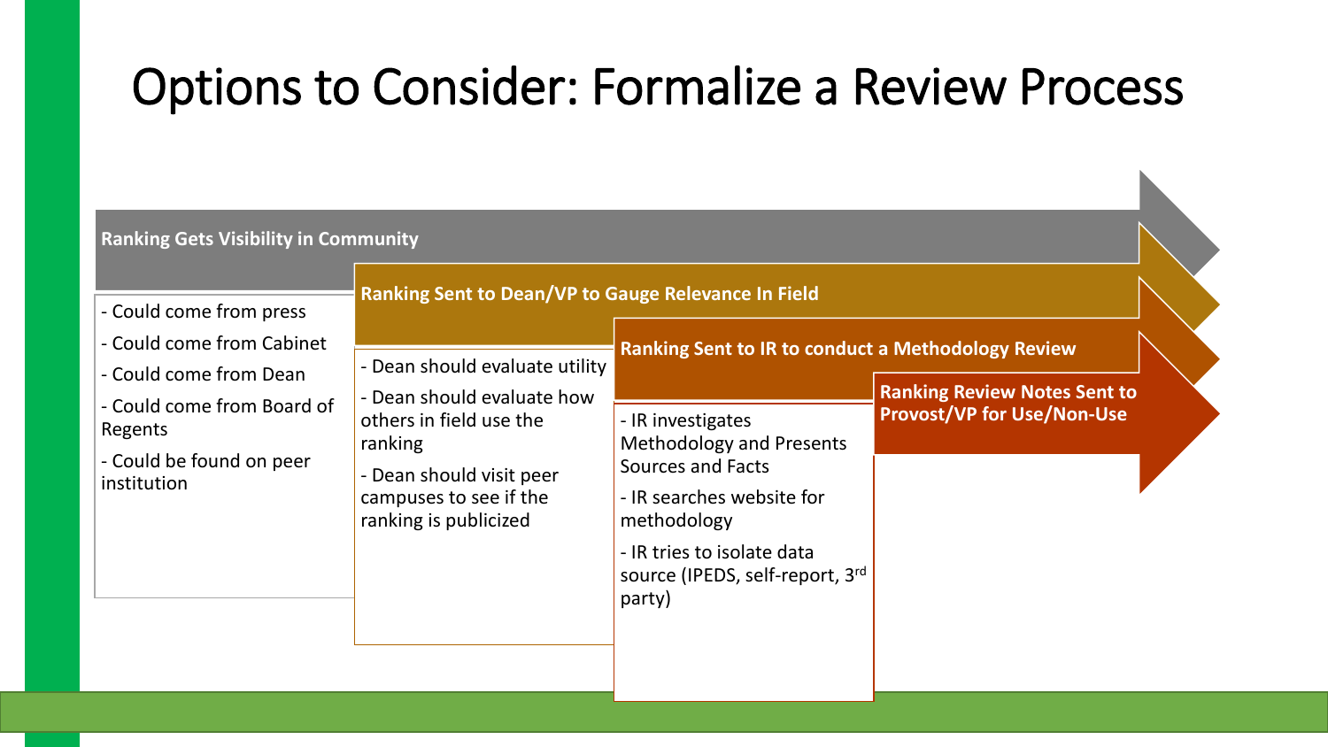# Options to Consider: Formalize a Review Process

**Ranking Gets Visibility in Community**

- Could come from press
- Could come from Cabinet
- Could come from Dean
- Could come from Board of Regents
- Could be found on peer institution

**Ranking Sent to Dean/VP to Gauge Relevance In Field**

- Dean should evaluate utility
- Dean should evaluate how others in field use the ranking
- Dean should visit peer campuses to see if the ranking is publicized

**Ranking Sent to IR to conduct a Methodology Review**

- IR investigates Methodology and Presents Sources and Facts
- IR searches website for methodology
- IR tries to isolate data source (IPEDS, self-report, 3rd party)

**Ranking Review Notes Sent to Provost/VP for Use/Non-Use**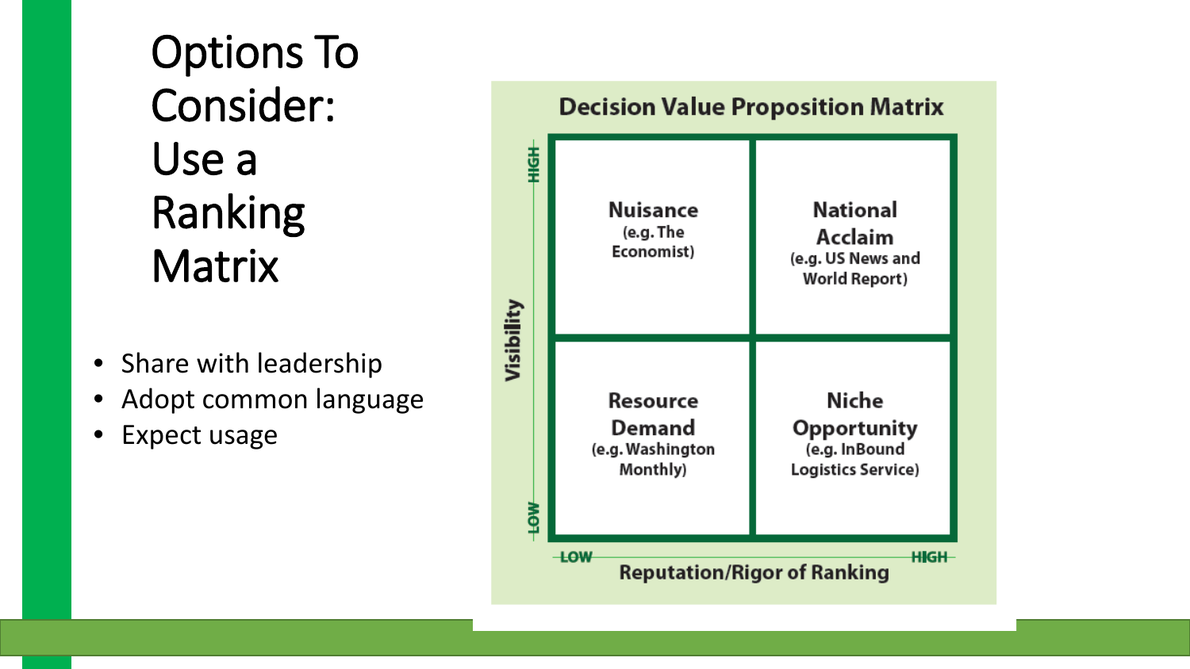# Options To Consider: Use a Ranking Matrix

- Share with leadership
- Adopt common language
- Expect usage

**Decision Value Proposition Matrix**

| Visibility ↓ / Reputation/Rigor of Ranking → | LOW | HIGH |
|---|---|---|
| **HIGH** | **Nuisance** (e.g. The Economist) | **National Acclaim** (e.g. US News and World Report) |
| **LOW** | **Resource Demand** (e.g. Washington Monthly) | **Niche Opportunity** (e.g. InBound Logistics Service) |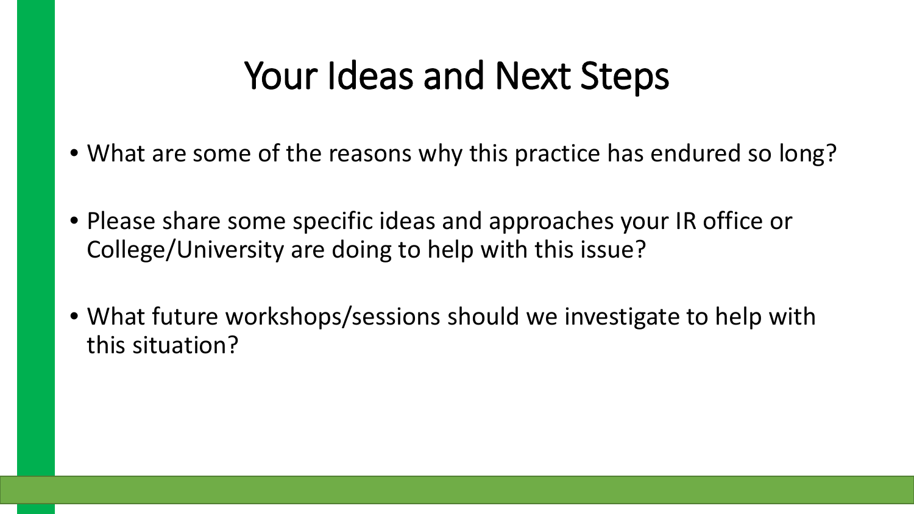# Your Ideas and Next Steps

- What are some of the reasons why this practice has endured so long?
- Please share some specific ideas and approaches your IR office or College/University are doing to help with this issue?
- What future workshops/sessions should we investigate to help with this situation?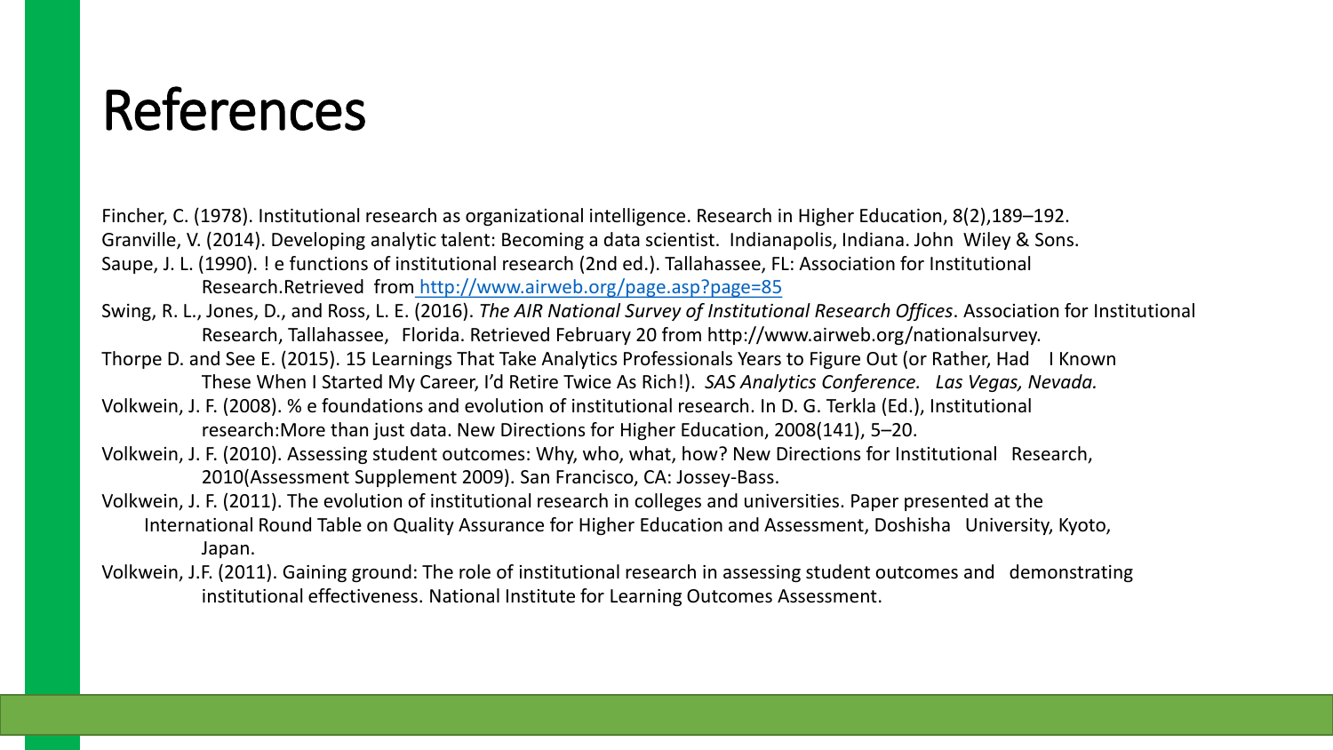# References

Fincher, C. (1978). Institutional research as organizational intelligence. Research in Higher Education, 8(2),189–192.

Granville, V. (2014). Developing analytic talent: Becoming a data scientist. Indianapolis, Indiana. John Wiley & Sons.

Saupe, J. L. (1990). ! e functions of institutional research (2nd ed.). Tallahassee, FL: Association for Institutional Research.Retrieved from http://www.airweb.org/page.asp?page=85

Swing, R. L., Jones, D., and Ross, L. E. (2016). *The AIR National Survey of Institutional Research Offices*. Association for Institutional Research, Tallahassee, Florida. Retrieved February 20 from http://www.airweb.org/nationalsurvey.

Thorpe D. and See E. (2015). 15 Learnings That Take Analytics Professionals Years to Figure Out (or Rather, Had I Known These When I Started My Career, I'd Retire Twice As Rich!). *SAS Analytics Conference. Las Vegas, Nevada.*

Volkwein, J. F. (2008). % e foundations and evolution of institutional research. In D. G. Terkla (Ed.), Institutional research:More than just data. New Directions for Higher Education, 2008(141), 5–20.

Volkwein, J. F. (2010). Assessing student outcomes: Why, who, what, how? New Directions for Institutional Research, 2010(Assessment Supplement 2009). San Francisco, CA: Jossey-Bass.

Volkwein, J. F. (2011). The evolution of institutional research in colleges and universities. Paper presented at the International Round Table on Quality Assurance for Higher Education and Assessment, Doshisha University, Kyoto, Japan.

Volkwein, J.F. (2011). Gaining ground: The role of institutional research in assessing student outcomes and demonstrating institutional effectiveness. National Institute for Learning Outcomes Assessment.